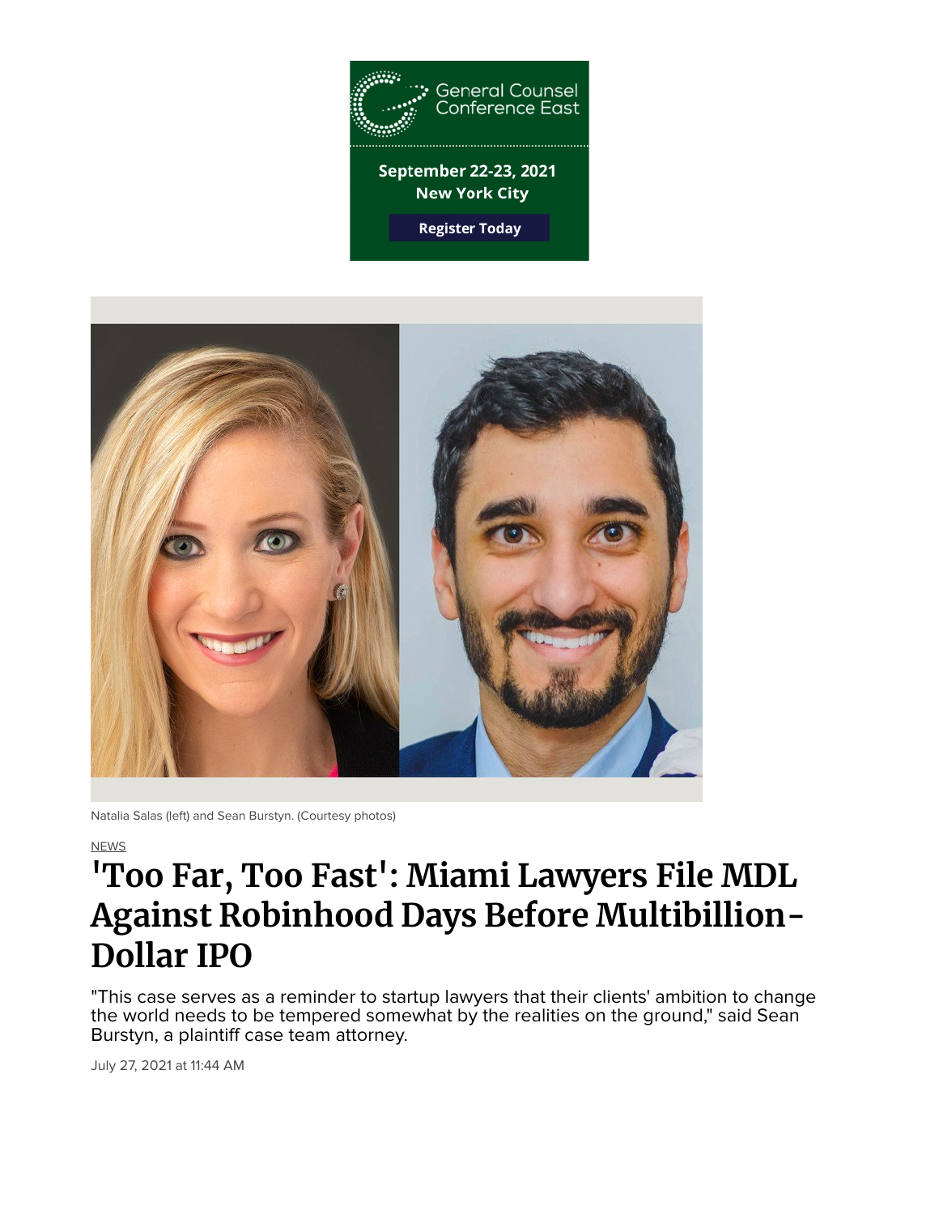General Counsel Conference East

September 22-23, 2021
New York City

Register Today

Natalia Salas (left) and Sean Burstyn. (Courtesy photos)

NEWS

# 'Too Far, Too Fast': Miami Lawyers File MDL Against Robinhood Days Before Multibillion-Dollar IPO

"This case serves as a reminder to startup lawyers that their clients' ambition to change the world needs to be tempered somewhat by the realities on the ground," said Sean Burstyn, a plaintiff case team attorney.

July 27, 2021 at 11:44 AM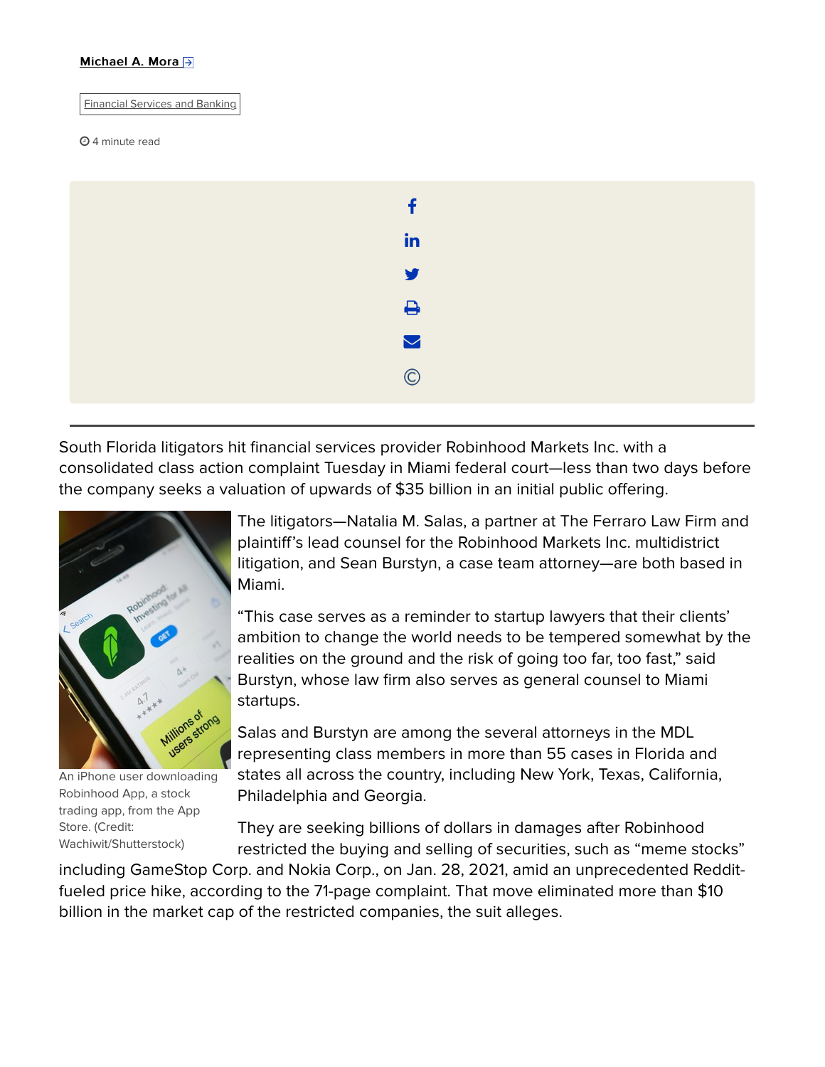Michael A. Mora

Financial Services and Banking

4 minute read

South Florida litigators hit financial services provider Robinhood Markets Inc. with a consolidated class action complaint Tuesday in Miami federal court—less than two days before the company seeks a valuation of upwards of $35 billion in an initial public offering.

An iPhone user downloading Robinhood App, a stock trading app, from the App Store. (Credit: Wachiwit/Shutterstock)

The litigators—Natalia M. Salas, a partner at The Ferraro Law Firm and plaintiff's lead counsel for the Robinhood Markets Inc. multidistrict litigation, and Sean Burstyn, a case team attorney—are both based in Miami.

"This case serves as a reminder to startup lawyers that their clients' ambition to change the world needs to be tempered somewhat by the realities on the ground and the risk of going too far, too fast," said Burstyn, whose law firm also serves as general counsel to Miami startups.

Salas and Burstyn are among the several attorneys in the MDL representing class members in more than 55 cases in Florida and states all across the country, including New York, Texas, California, Philadelphia and Georgia.

They are seeking billions of dollars in damages after Robinhood restricted the buying and selling of securities, such as "meme stocks" including GameStop Corp. and Nokia Corp., on Jan. 28, 2021, amid an unprecedented Reddit-fueled price hike, according to the 71-page complaint. That move eliminated more than $10 billion in the market cap of the restricted companies, the suit alleges.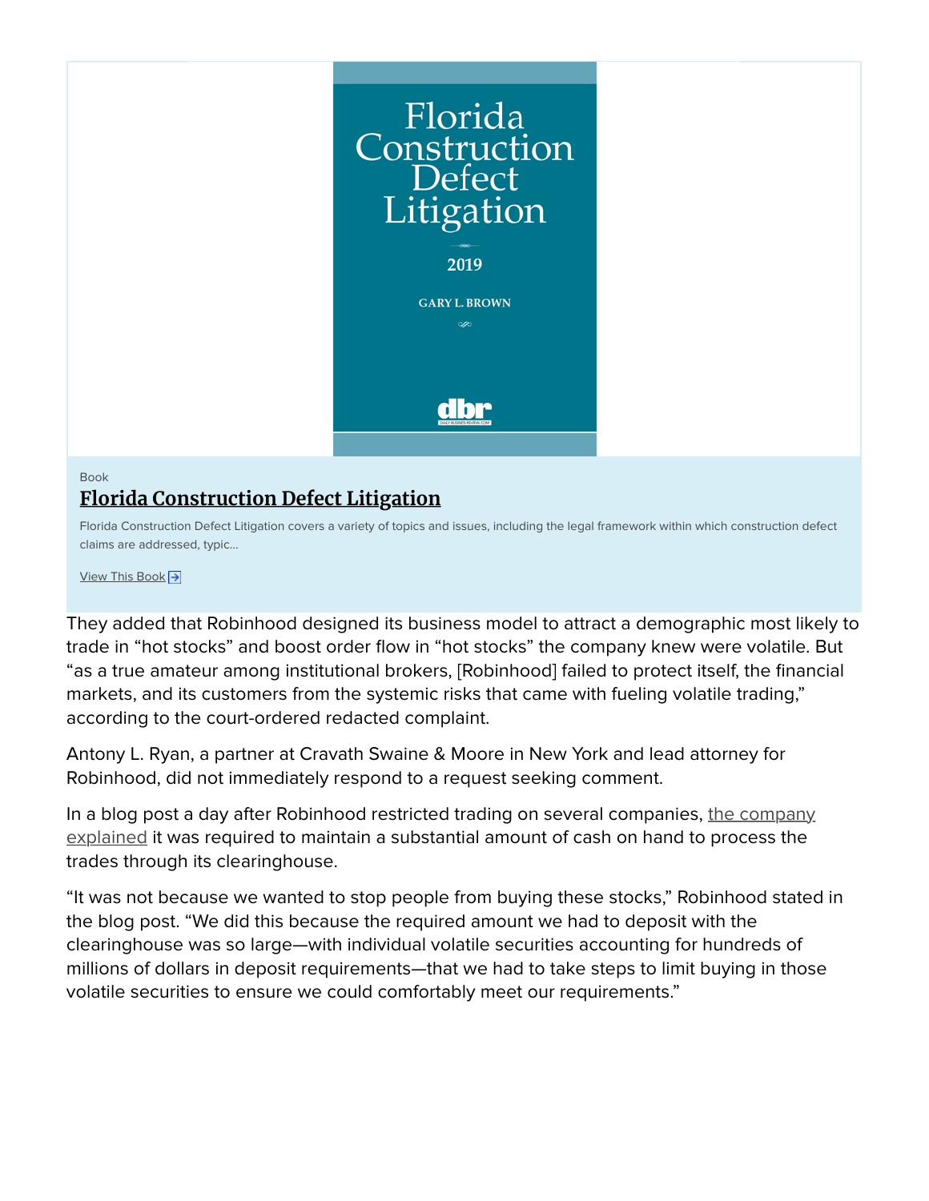Book

**Florida Construction Defect Litigation**

Florida Construction Defect Litigation covers a variety of topics and issues, including the legal framework within which construction defect claims are addressed, typic...

View This Book

They added that Robinhood designed its business model to attract a demographic most likely to trade in "hot stocks" and boost order flow in "hot stocks" the company knew were volatile. But "as a true amateur among institutional brokers, [Robinhood] failed to protect itself, the financial markets, and its customers from the systemic risks that came with fueling volatile trading," according to the court-ordered redacted complaint.

Antony L. Ryan, a partner at Cravath Swaine & Moore in New York and lead attorney for Robinhood, did not immediately respond to a request seeking comment.

In a blog post a day after Robinhood restricted trading on several companies, the company explained it was required to maintain a substantial amount of cash on hand to process the trades through its clearinghouse.

"It was not because we wanted to stop people from buying these stocks," Robinhood stated in the blog post. "We did this because the required amount we had to deposit with the clearinghouse was so large—with individual volatile securities accounting for hundreds of millions of dollars in deposit requirements—that we had to take steps to limit buying in those volatile securities to ensure we could comfortably meet our requirements."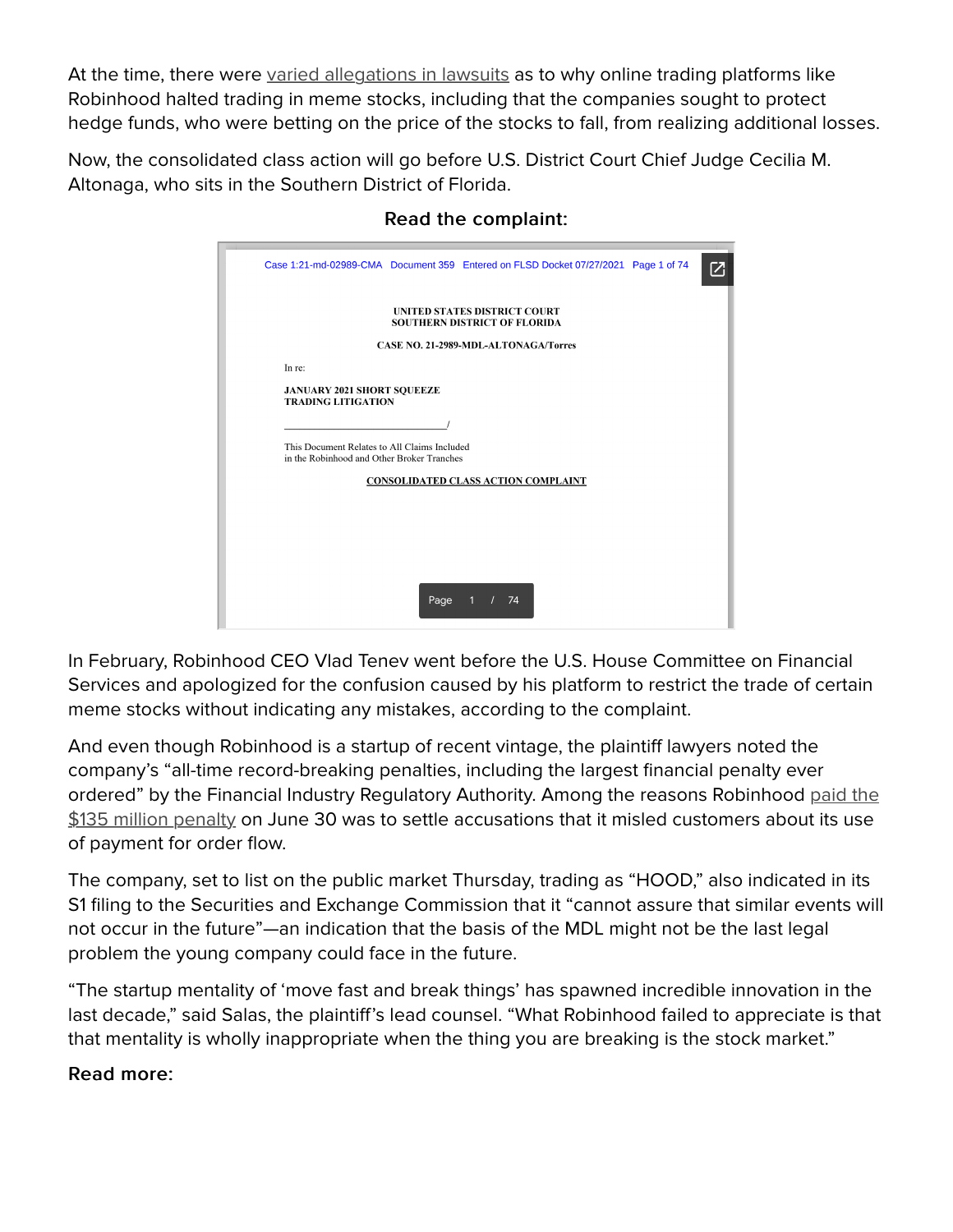At the time, there were varied allegations in lawsuits as to why online trading platforms like Robinhood halted trading in meme stocks, including that the companies sought to protect hedge funds, who were betting on the price of the stocks to fall, from realizing additional losses.

Now, the consolidated class action will go before U.S. District Court Chief Judge Cecilia M. Altonaga, who sits in the Southern District of Florida.

**Read the complaint:**

Case 1:21-md-02989-CMA Document 359 Entered on FLSD Docket 07/27/2021 Page 1 of 74

UNITED STATES DISTRICT COURT
SOUTHERN DISTRICT OF FLORIDA

CASE NO. 21-2989-MDL-ALTONAGA/Torres

In re:

**JANUARY 2021 SHORT SQUEEZE TRADING LITIGATION**

______________________________/

This Document Relates to All Claims Included in the Robinhood and Other Broker Tranches

**CONSOLIDATED CLASS ACTION COMPLAINT**

Page 1 / 74

In February, Robinhood CEO Vlad Tenev went before the U.S. House Committee on Financial Services and apologized for the confusion caused by his platform to restrict the trade of certain meme stocks without indicating any mistakes, according to the complaint.

And even though Robinhood is a startup of recent vintage, the plaintiff lawyers noted the company's "all-time record-breaking penalties, including the largest financial penalty ever ordered" by the Financial Industry Regulatory Authority. Among the reasons Robinhood paid the $135 million penalty on June 30 was to settle accusations that it misled customers about its use of payment for order flow.

The company, set to list on the public market Thursday, trading as "HOOD," also indicated in its S1 filing to the Securities and Exchange Commission that it "cannot assure that similar events will not occur in the future"—an indication that the basis of the MDL might not be the last legal problem the young company could face in the future.

"The startup mentality of 'move fast and break things' has spawned incredible innovation in the last decade," said Salas, the plaintiff's lead counsel. "What Robinhood failed to appreciate is that that mentality is wholly inappropriate when the thing you are breaking is the stock market."

**Read more:**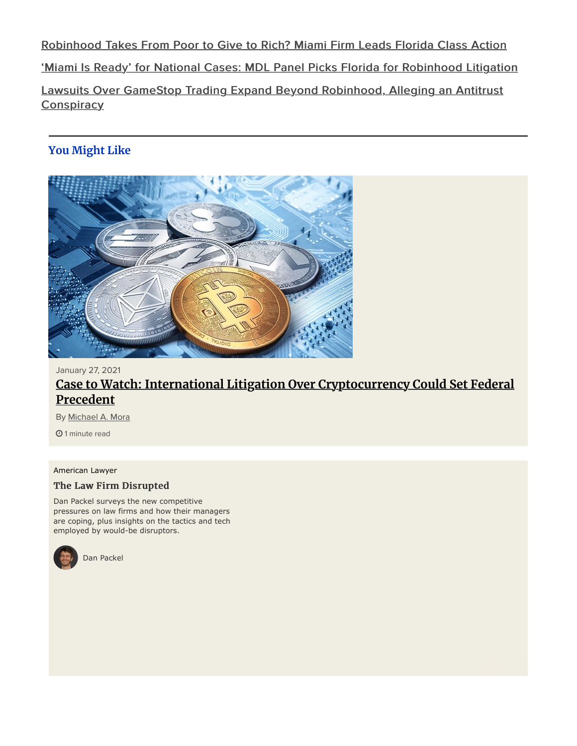[Robinhood Takes From Poor to Give to Rich? Miami Firm Leads Florida Class Action]

['Miami Is Ready' for National Cases: MDL Panel Picks Florida for Robinhood Litigation]

[Lawsuits Over GameStop Trading Expand Beyond Robinhood, Alleging an Antitrust Conspiracy]

---

## You Might Like

January 27, 2021

### Case to Watch: International Litigation Over Cryptocurrency Could Set Federal Precedent

By Michael A. Mora

1 minute read

American Lawyer

**The Law Firm Disrupted**

Dan Packel surveys the new competitive pressures on law firms and how their managers are coping, plus insights on the tactics and tech employed by would-be disruptors.

Dan Packel